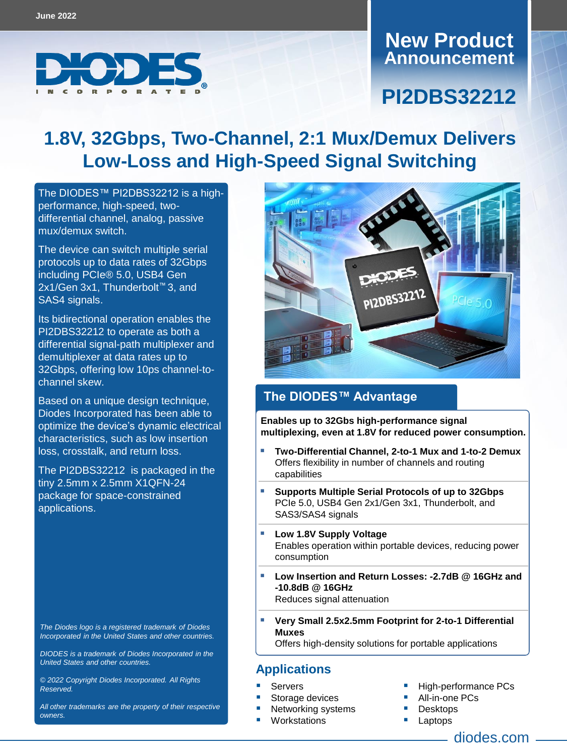June 2022

# New Product Announcement

# PI2DBS32212

## 1.8V, 32Gbps, Two-Channel, 2:1 Mux/Demux Delivers Low-Loss and High-Speed Signal Switching

The DIODES™ PI2DBS32212 is a high-performance, high-speed, two-differential channel, analog, passive mux/demux switch.

The device can switch multiple serial protocols up to data rates of 32Gbps including PCIe® 5.0, USB4 Gen 2x1/Gen 3x1, Thunderbolt™ 3, and SAS4 signals.

Its bidirectional operation enables the PI2DBS32212 to operate as both a differential signal-path multiplexer and demultiplexer at data rates up to 32Gbps, offering low 10ps channel-to-channel skew.

Based on a unique design technique, Diodes Incorporated has been able to optimize the device's dynamic electrical characteristics, such as low insertion loss, crosstalk, and return loss.

The PI2DBS32212 is packaged in the tiny 2.5mm x 2.5mm X1QFN-24 package for space-constrained applications.

*The Diodes logo is a registered trademark of Diodes Incorporated in the United States and other countries.*

*DIODES is a trademark of Diodes Incorporated in the United States and other countries.*

*© 2022 Copyright Diodes Incorporated. All Rights Reserved.*

*All other trademarks are the property of their respective owners.*

## The DIODES™ Advantage

**Enables up to 32Gbs high-performance signal multiplexing, even at 1.8V for reduced power consumption.**

- **Two-Differential Channel, 2-to-1 Mux and 1-to-2 Demux**
  Offers flexibility in number of channels and routing capabilities
- **Supports Multiple Serial Protocols of up to 32Gbps**
  PCIe 5.0, USB4 Gen 2x1/Gen 3x1, Thunderbolt, and SAS3/SAS4 signals
- **Low 1.8V Supply Voltage**
  Enables operation within portable devices, reducing power consumption
- **Low Insertion and Return Losses: -2.7dB @ 16GHz and -10.8dB @ 16GHz**
  Reduces signal attenuation
- **Very Small 2.5x2.5mm Footprint for 2-to-1 Differential Muxes**
  Offers high-density solutions for portable applications

## Applications

- Servers
- Storage devices
- Networking systems
- Workstations
- High-performance PCs
- All-in-one PCs
- Desktops
- Laptops

diodes.com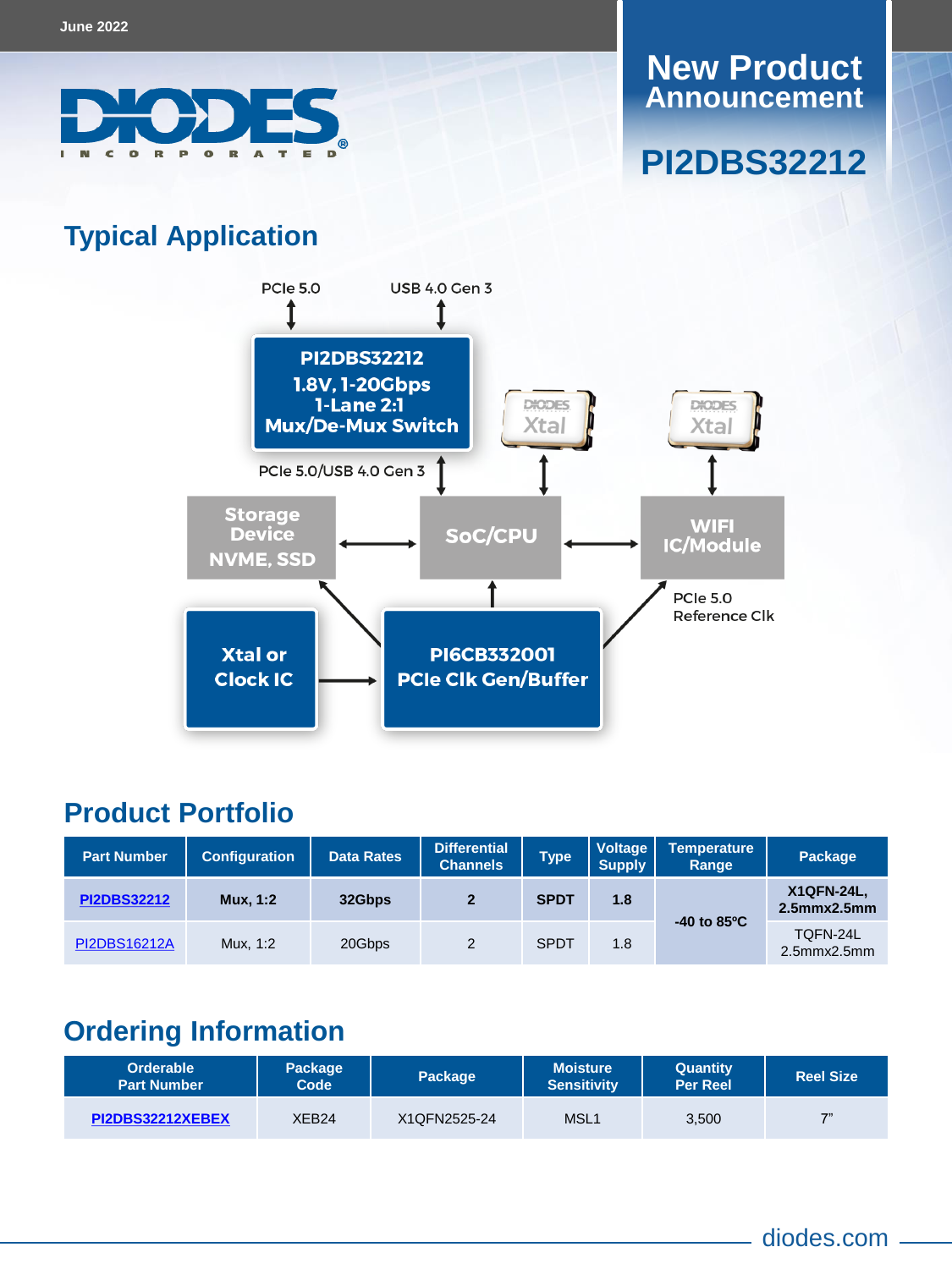June 2022

DIODES INCORPORATED

# New Product Announcement

# PI2DBS32212

## Typical Application

PCIe 5.0

USB 4.0 Gen 3

PI2DBS32212
1.8V, 1-20Gbps
1-Lane 2:1
Mux/De-Mux Switch

PCIe 5.0/USB 4.0 Gen 3

DIODES Xtal

DIODES Xtal

Storage Device
NVME, SSD

SoC/CPU

WIFI IC/Module

PCIe 5.0
Reference Clk

Xtal or Clock IC

PI6CB332001
PCIe Clk Gen/Buffer

## Product Portfolio

| Part Number | Configuration | Data Rates | Differential Channels | Type | Voltage Supply | Temperature Range | Package |
|---|---|---|---|---|---|---|---|
| **PI2DBS32212** | **Mux, 1:2** | **32Gbps** | **2** | **SPDT** | **1.8** | **-40 to 85°C** | **X1QFN-24L, 2.5mmx2.5mm** |
| PI2DBS16212A | Mux, 1:2 | 20Gbps | 2 | SPDT | 1.8 | -40 to 85°C | TQFN-24L 2.5mmx2.5mm |

## Ordering Information

| Orderable Part Number | Package Code | Package | Moisture Sensitivity | Quantity Per Reel | Reel Size |
|---|---|---|---|---|---|
| **PI2DBS32212XEBEX** | XEB24 | X1QFN2525-24 | MSL1 | 3,500 | 7” |

diodes.com